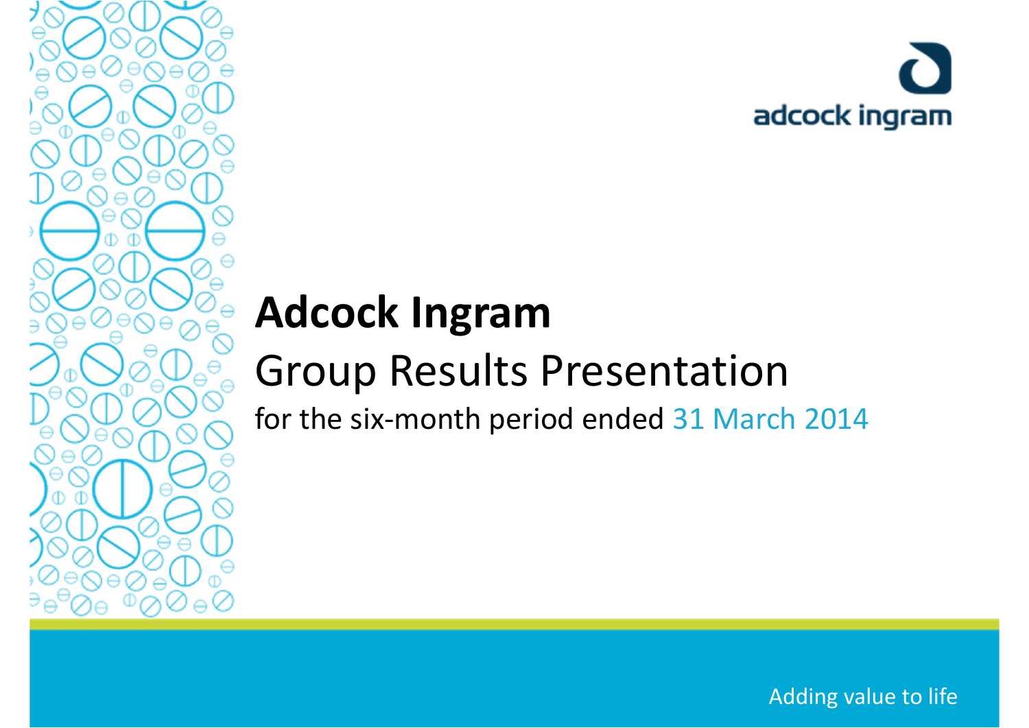adcock ingram

# Adcock Ingram

## Group Results Presentation

for the six-month period ended 31 March 2014

Adding value to life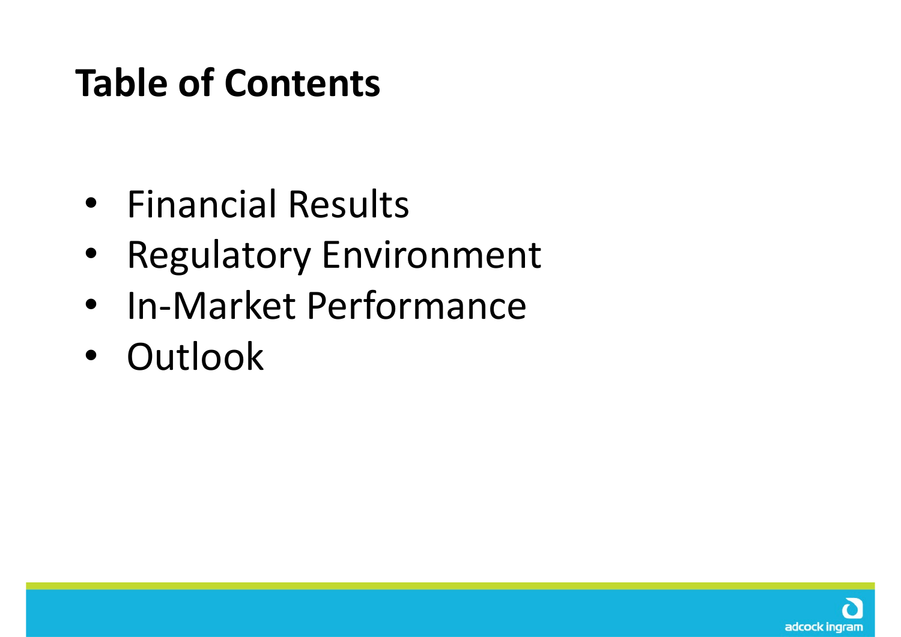# Table of Contents

- Financial Results
- Regulatory Environment
- In-Market Performance
- Outlook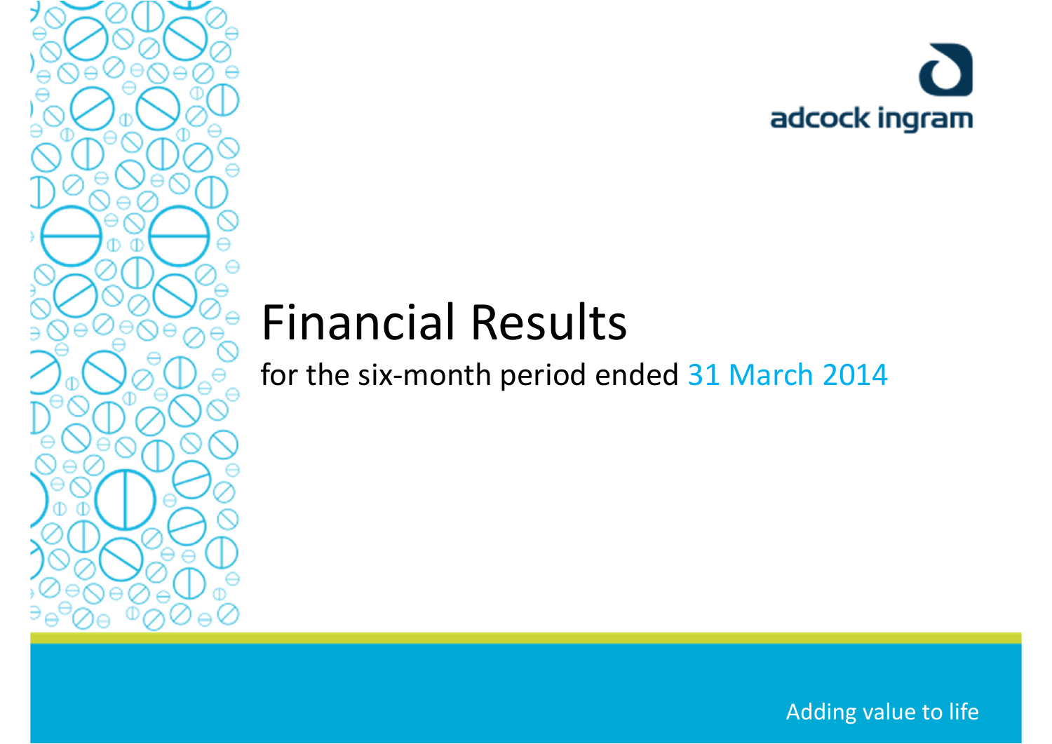adcock ingram

# Financial Results

for the six-month period ended 31 March 2014

Adding value to life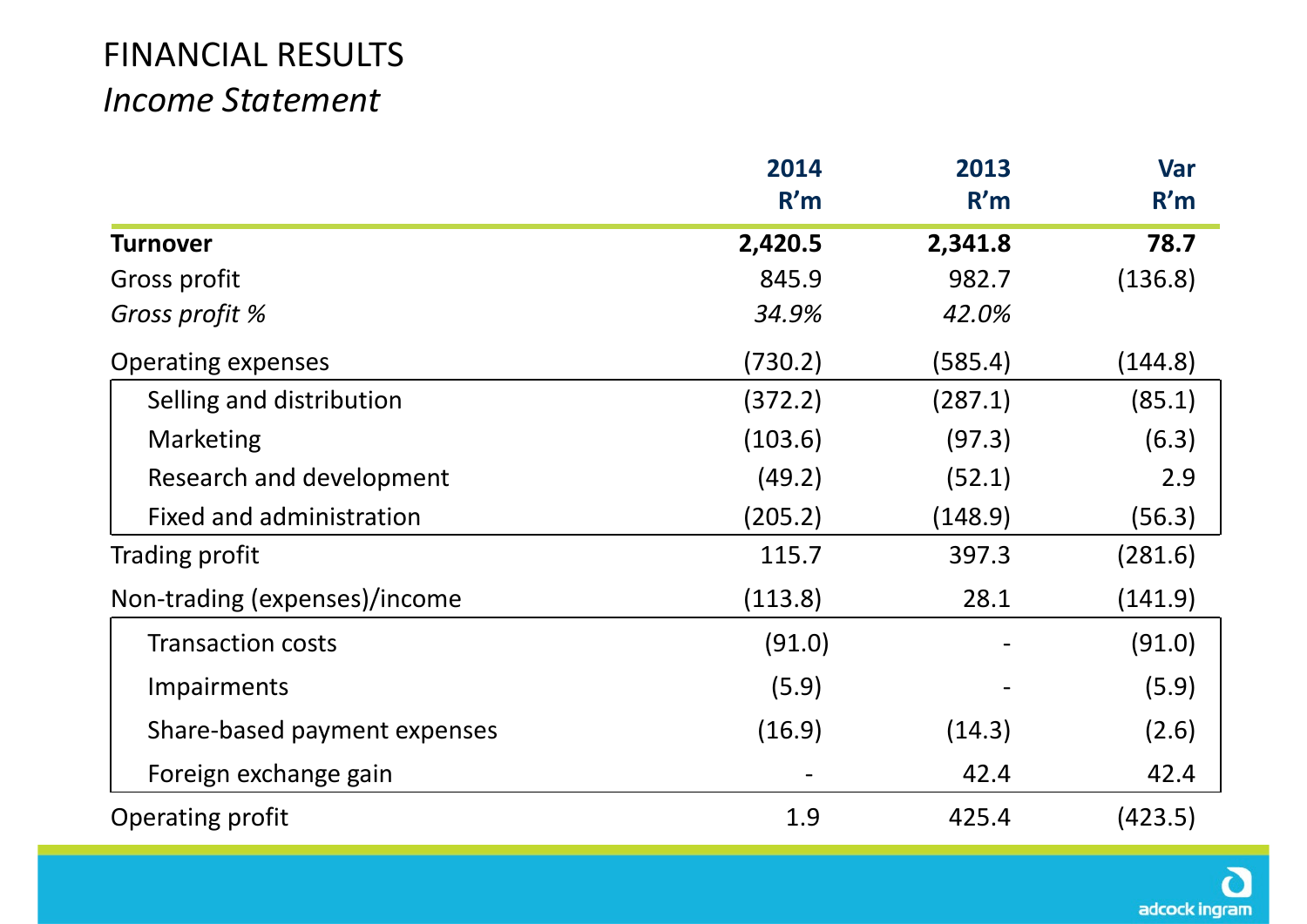# FINANCIAL RESULTS

## *Income Statement*

| | 2014<br>R'm | 2013<br>R'm | Var<br>R'm |
|---|---|---|---|
| **Turnover** | **2,420.5** | **2,341.8** | **78.7** |
| Gross profit | 845.9 | 982.7 | (136.8) |
| *Gross profit %* | *34.9%* | *42.0%* | |
| Operating expenses | (730.2) | (585.4) | (144.8) |
| Selling and distribution | (372.2) | (287.1) | (85.1) |
| Marketing | (103.6) | (97.3) | (6.3) |
| Research and development | (49.2) | (52.1) | 2.9 |
| Fixed and administration | (205.2) | (148.9) | (56.3) |
| Trading profit | 115.7 | 397.3 | (281.6) |
| Non-trading (expenses)/income | (113.8) | 28.1 | (141.9) |
| Transaction costs | (91.0) | - | (91.0) |
| Impairments | (5.9) | - | (5.9) |
| Share-based payment expenses | (16.9) | (14.3) | (2.6) |
| Foreign exchange gain | - | 42.4 | 42.4 |
| Operating profit | 1.9 | 425.4 | (423.5) |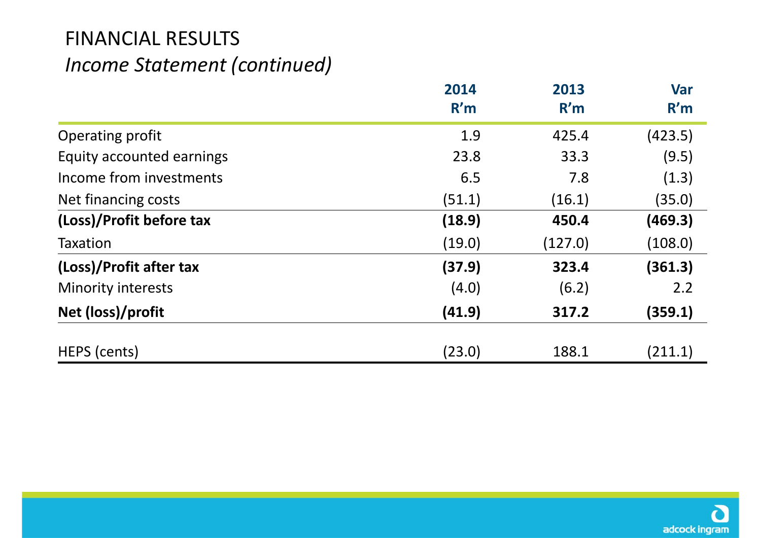# FINANCIAL RESULTS

*Income Statement (continued)*

| | 2014 R'm | 2013 R'm | Var R'm |
|---|---|---|---|
| Operating profit | 1.9 | 425.4 | (423.5) |
| Equity accounted earnings | 23.8 | 33.3 | (9.5) |
| Income from investments | 6.5 | 7.8 | (1.3) |
| Net financing costs | (51.1) | (16.1) | (35.0) |
| **(Loss)/Profit before tax** | **(18.9)** | **450.4** | **(469.3)** |
| Taxation | (19.0) | (127.0) | (108.0) |
| **(Loss)/Profit after tax** | **(37.9)** | **323.4** | **(361.3)** |
| Minority interests | (4.0) | (6.2) | 2.2 |
| **Net (loss)/profit** | **(41.9)** | **317.2** | **(359.1)** |
| HEPS (cents) | (23.0) | 188.1 | (211.1) |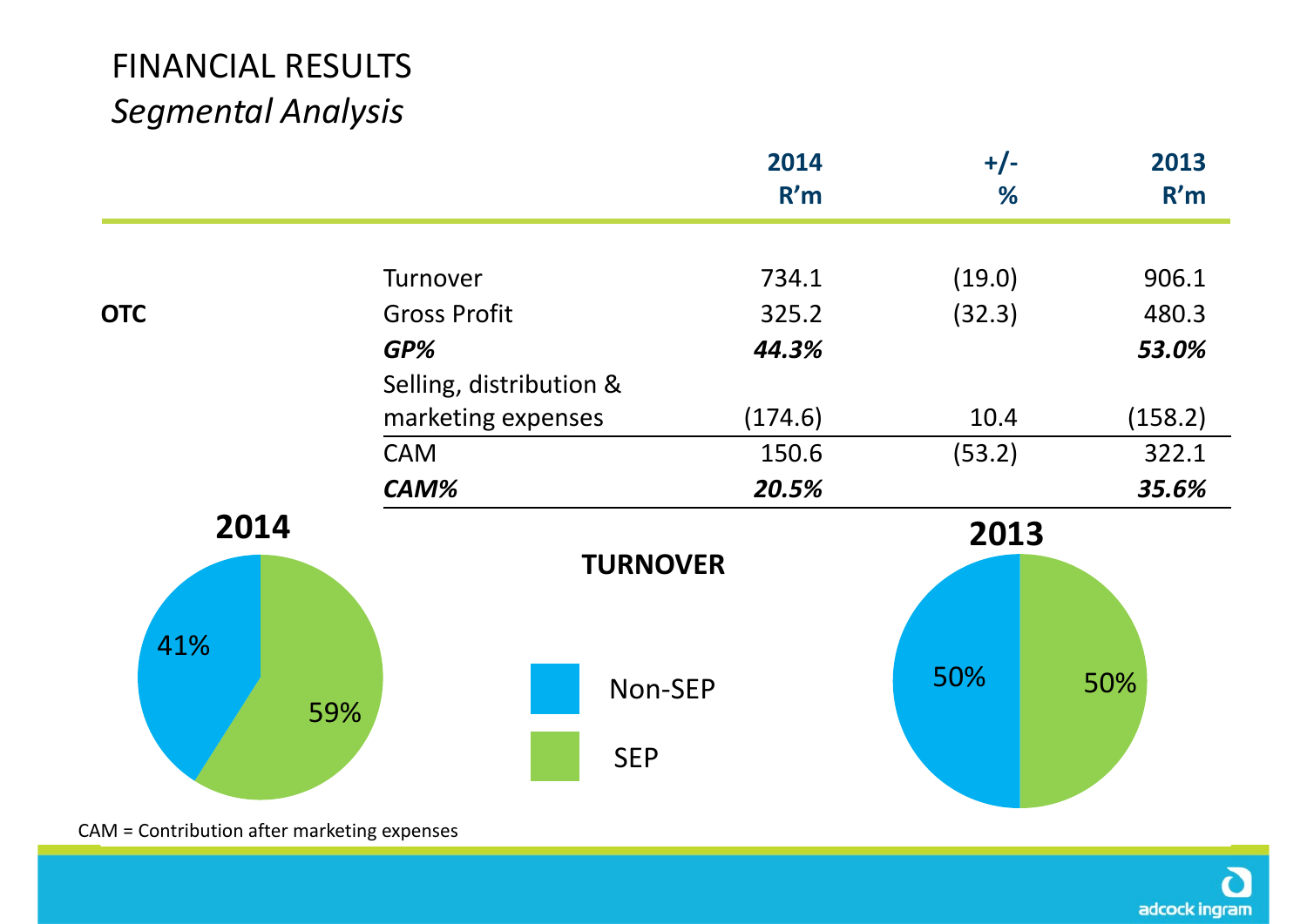# FINANCIAL RESULTS

## *Segmental Analysis*

| | | 2014 R'm | +/- % | 2013 R'm |
|---|---|---|---|---|
| | Turnover | 734.1 | (19.0) | 906.1 |
| **OTC** | Gross Profit | 325.2 | (32.3) | 480.3 |
| | ***GP%*** | ***44.3%*** | | ***53.0%*** |
| | Selling, distribution & marketing expenses | (174.6) | 10.4 | (158.2) |
| | CAM | 150.6 | (53.2) | 322.1 |
| | ***CAM%*** | ***20.5%*** | | ***35.6%*** |

**TURNOVER**

**2014**

- Non-SEP: 41%
- SEP: 59%

**2013**

- Non-SEP: 50%
- SEP: 50%

CAM = Contribution after marketing expenses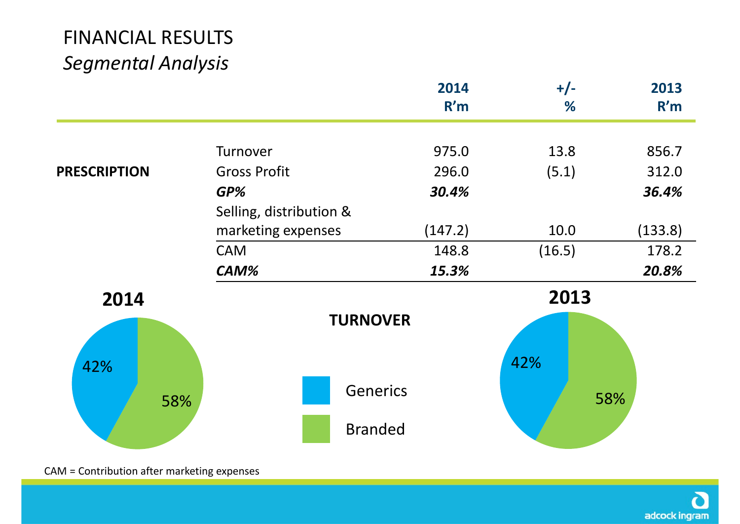# FINANCIAL RESULTS

## *Segmental Analysis*

| | | 2014 R'm | +/- % | 2013 R'm |
|---|---|---|---|---|
| **PRESCRIPTION** | Turnover | 975.0 | 13.8 | 856.7 |
| | Gross Profit | 296.0 | (5.1) | 312.0 |
| | ***GP%*** | ***30.4%*** | | ***36.4%*** |
| | Selling, distribution & marketing expenses | (147.2) | 10.0 | (133.8) |
| | CAM | 148.8 | (16.5) | 178.2 |
| | ***CAM%*** | ***15.3%*** | | ***20.8%*** |

**TURNOVER**

| | 2014 | 2013 |
|---|---|---|
| Generics | 42% | 42% |
| Branded | 58% | 58% |

CAM = Contribution after marketing expenses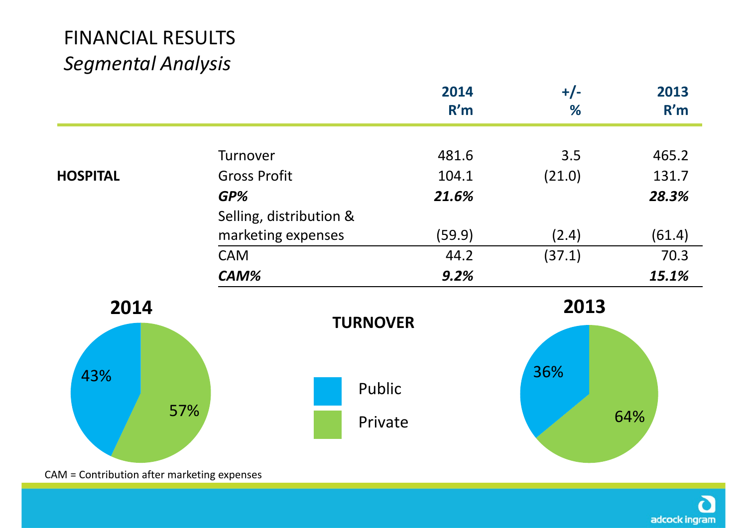# FINANCIAL RESULTS

## *Segmental Analysis*

| | | 2014 R'm | +/- % | 2013 R'm |
|---|---|---|---|---|
| **HOSPITAL** | Turnover | 481.6 | 3.5 | 465.2 |
| | Gross Profit | 104.1 | (21.0) | 131.7 |
| | ***GP%*** | ***21.6%*** | | ***28.3%*** |
| | Selling, distribution & marketing expenses | (59.9) | (2.4) | (61.4) |
| | CAM | 44.2 | (37.1) | 70.3 |
| | ***CAM%*** | ***9.2%*** | | ***15.1%*** |

**TURNOVER**

| | 2014 | 2013 |
|---|---|---|
| Public | 43% | 36% |
| Private | 57% | 64% |

CAM = Contribution after marketing expenses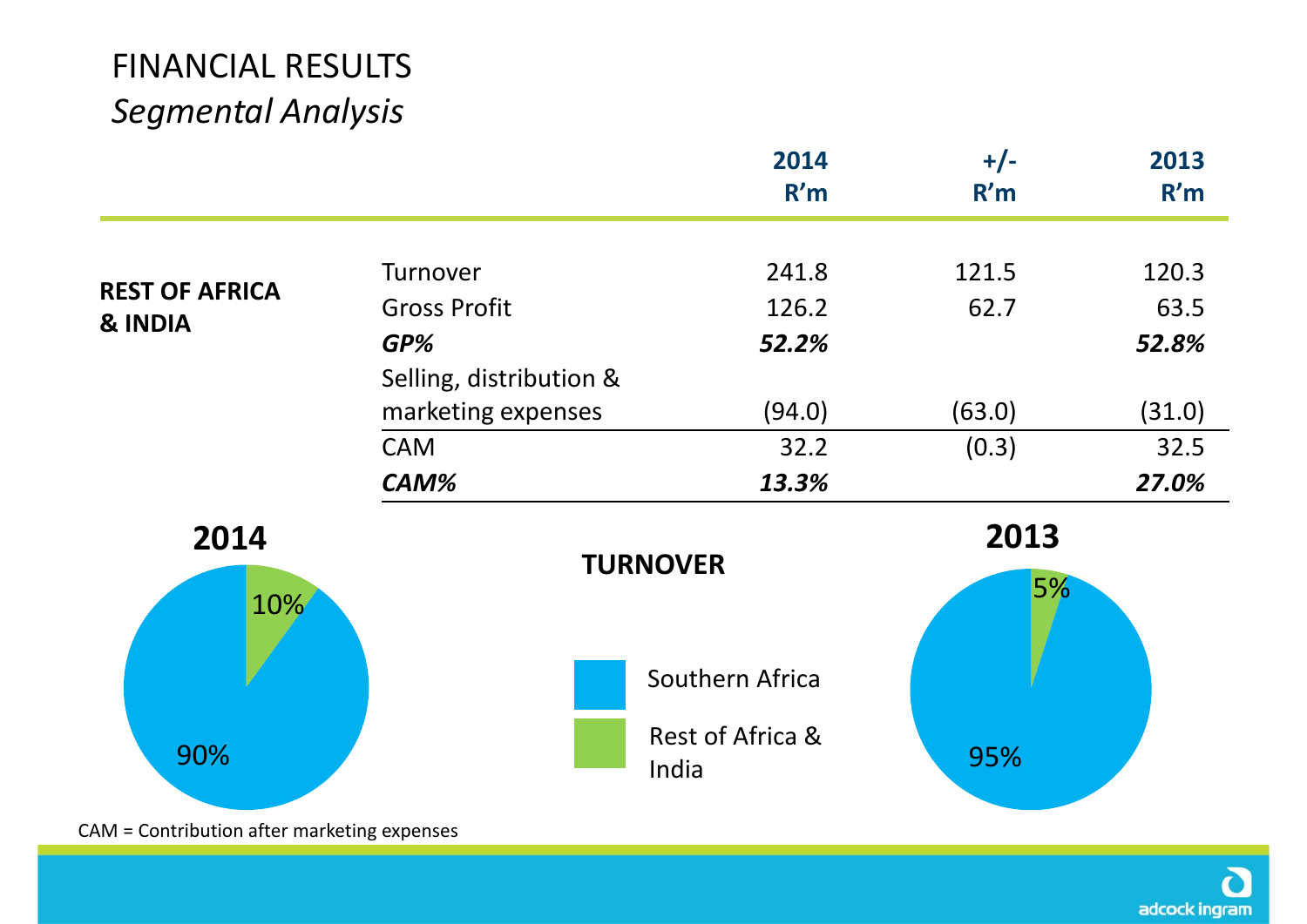# FINANCIAL RESULTS

## *Segmental Analysis*

| | | 2014 R'm | +/- R'm | 2013 R'm |
|---|---|---|---|---|
| **REST OF AFRICA & INDIA** | Turnover | 241.8 | 121.5 | 120.3 |
| | Gross Profit | 126.2 | 62.7 | 63.5 |
| | ***GP%*** | ***52.2%*** | | ***52.8%*** |
| | Selling, distribution & marketing expenses | (94.0) | (63.0) | (31.0) |
| | CAM | 32.2 | (0.3) | 32.5 |
| | ***CAM%*** | ***13.3%*** | | ***27.0%*** |

**TURNOVER**

| | 2014 | 2013 |
|---|---|---|
| Southern Africa | 90% | 95% |
| Rest of Africa & India | 10% | 5% |

CAM = Contribution after marketing expenses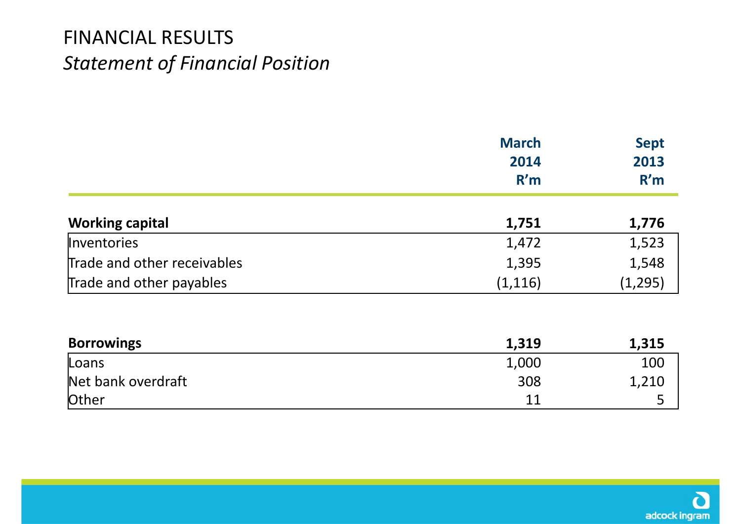# FINANCIAL RESULTS

## *Statement of Financial Position*

| | March 2014 R'm | Sept 2013 R'm |
|---|---|---|
| **Working capital** | **1,751** | **1,776** |
| Inventories | 1,472 | 1,523 |
| Trade and other receivables | 1,395 | 1,548 |
| Trade and other payables | (1,116) | (1,295) |

| | March 2014 R'm | Sept 2013 R'm |
|---|---|---|
| **Borrowings** | **1,319** | **1,315** |
| Loans | 1,000 | 100 |
| Net bank overdraft | 308 | 1,210 |
| Other | 11 | 5 |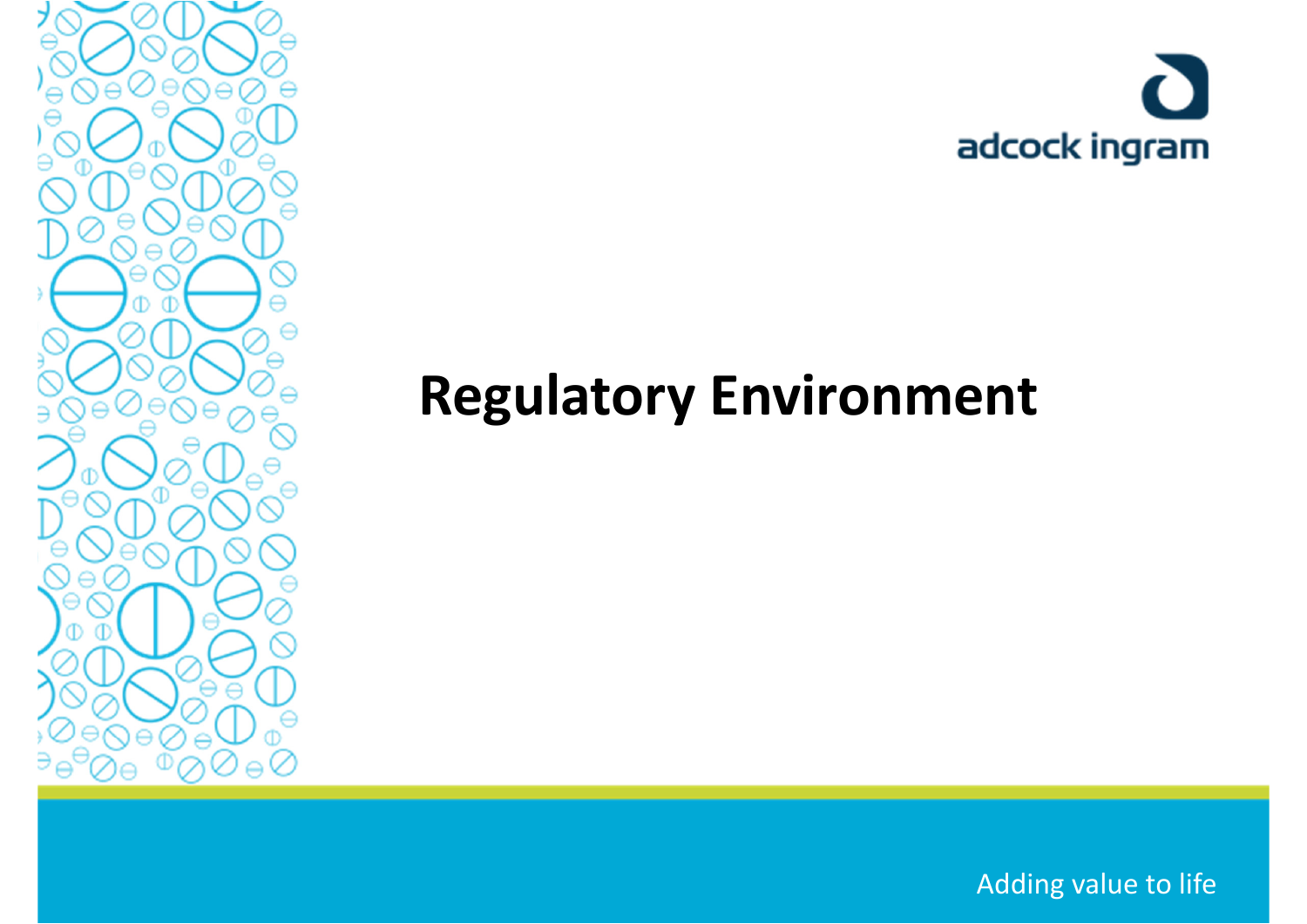# Regulatory Environment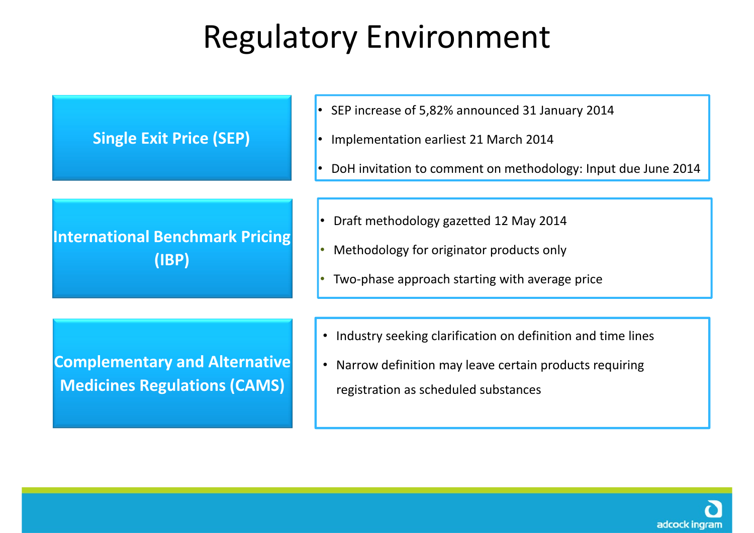# Regulatory Environment

## Single Exit Price (SEP)

- SEP increase of 5,82% announced 31 January 2014
- Implementation earliest 21 March 2014
- DoH invitation to comment on methodology: Input due June 2014

## International Benchmark Pricing (IBP)

- Draft methodology gazetted 12 May 2014
- Methodology for originator products only
- Two-phase approach starting with average price

## Complementary and Alternative Medicines Regulations (CAMS)

- Industry seeking clarification on definition and time lines
- Narrow definition may leave certain products requiring registration as scheduled substances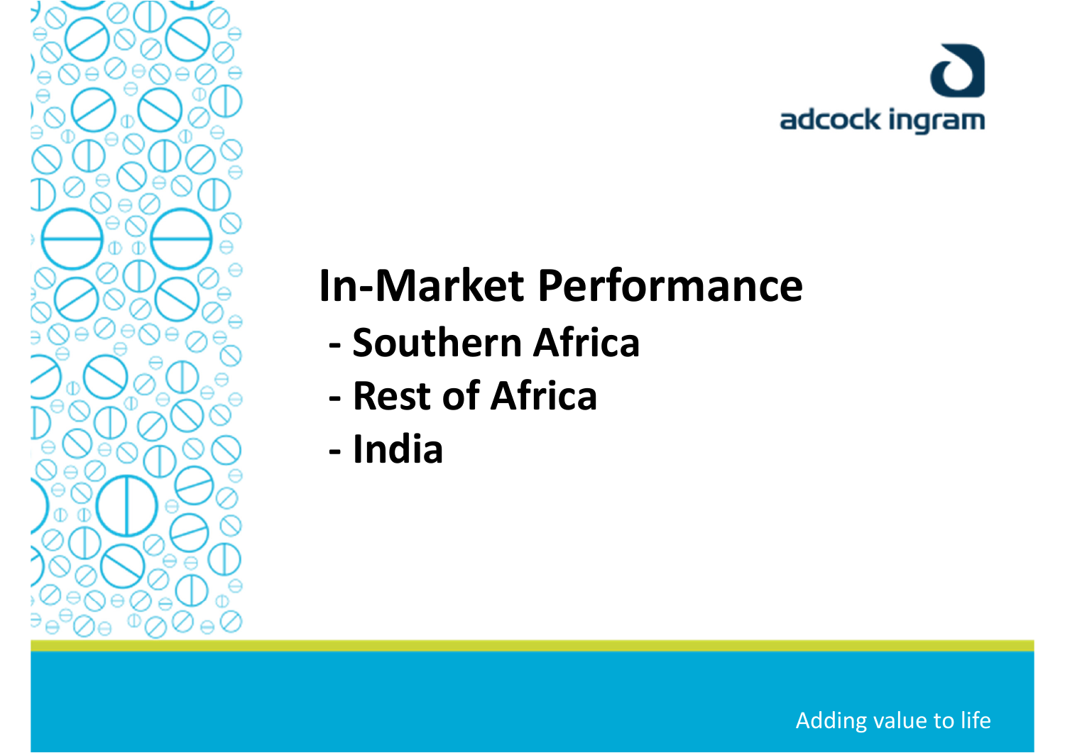# In-Market Performance

- Southern Africa
- Rest of Africa
- India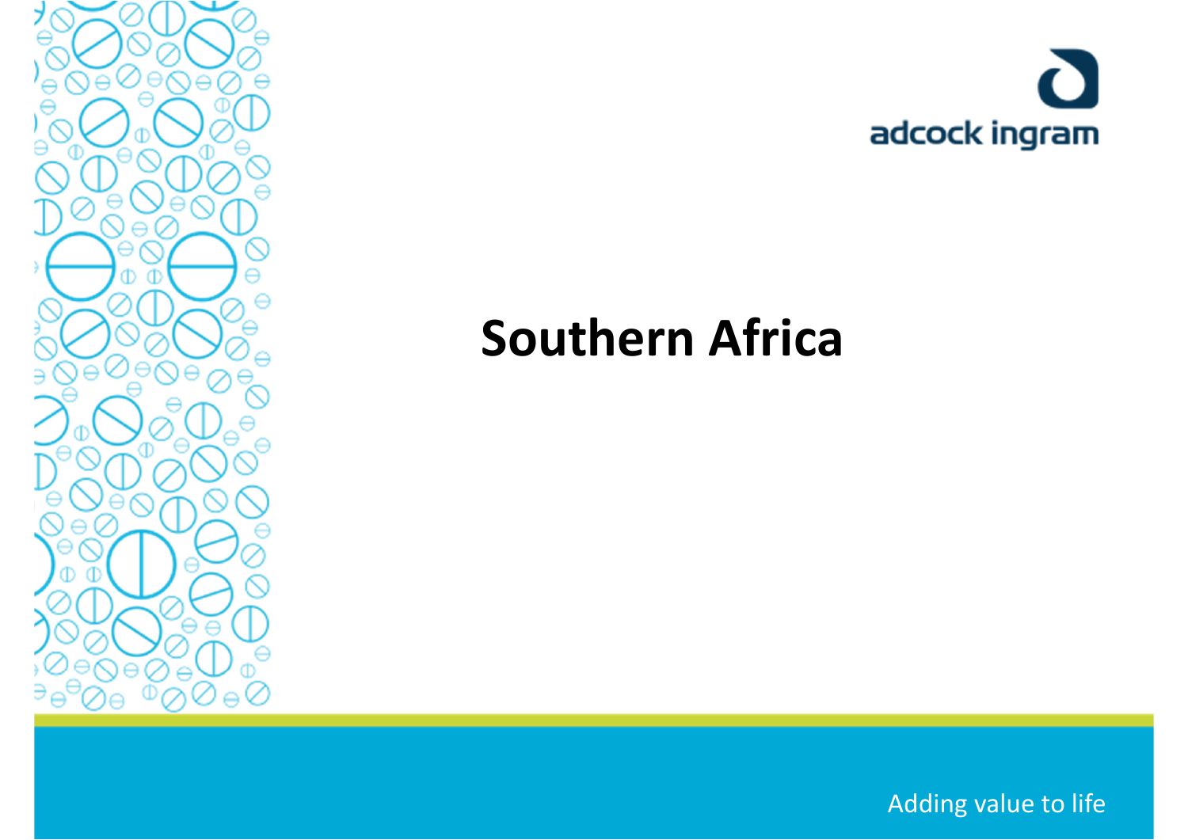# Southern Africa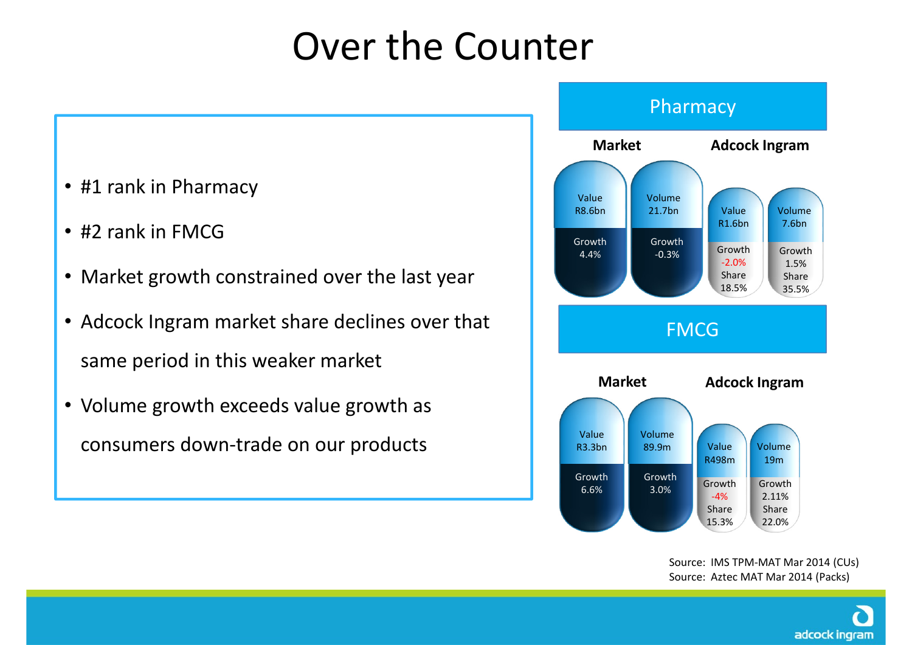# Over the Counter

- #1 rank in Pharmacy
- #2 rank in FMCG
- Market growth constrained over the last year
- Adcock Ingram market share declines over that same period in this weaker market
- Volume growth exceeds value growth as consumers down-trade on our products

## Pharmacy

| | Market | | Adcock Ingram | |
|---|---|---|---|---|
| | Value | Volume | Value | Volume |
| Size | R8.6bn | 21.7bn | R1.6bn | 7.6bn |
| Growth | 4.4% | -0.3% | -2.0% | 1.5% |
| Share | | | 18.5% | 35.5% |

## FMCG

| | Market | | Adcock Ingram | |
|---|---|---|---|---|
| | Value | Volume | Value | Volume |
| Size | R3.3bn | 89.9m | R498m | 19m |
| Growth | 6.6% | 3.0% | -4% | 2.11% |
| Share | | | 15.3% | 22.0% |

Source: IMS TPM-MAT Mar 2014 (CUs)
Source: Aztec MAT Mar 2014 (Packs)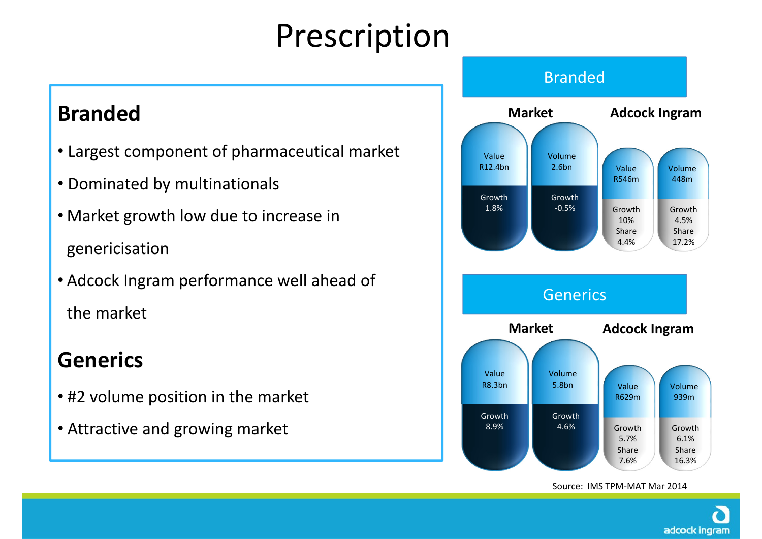# Prescription

## Branded

- Largest component of pharmaceutical market
- Dominated by multinationals
- Market growth low due to increase in genericisation
- Adcock Ingram performance well ahead of the market

## Generics

- #2 volume position in the market
- Attractive and growing market

### Branded

| | Market | | Adcock Ingram | |
|---|---|---|---|---|
| | Value | Volume | Value | Volume |
| Size | R12.4bn | 2.6bn | R546m | 448m |
| Growth | 1.8% | -0.5% | 10% | 4.5% |
| Share | | | 4.4% | 17.2% |

### Generics

| | Market | | Adcock Ingram | |
|---|---|---|---|---|
| | Value | Volume | Value | Volume |
| Size | R8.3bn | 5.8bn | R629m | 939m |
| Growth | 8.9% | 4.6% | 5.7% | 6.1% |
| Share | | | 7.6% | 16.3% |

Source: IMS TPM-MAT Mar 2014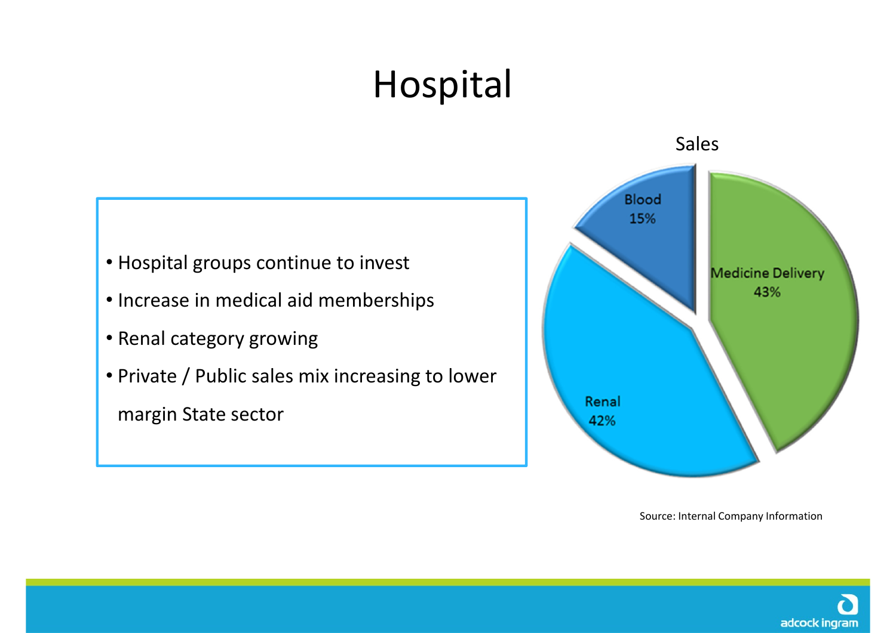# Hospital

- Hospital groups continue to invest
- Increase in medical aid memberships
- Renal category growing
- Private / Public sales mix increasing to lower margin State sector

Sales

| Segment | Share |
|---|---|
| Blood | 15% |
| Medicine Delivery | 43% |
| Renal | 42% |

Source: Internal Company Information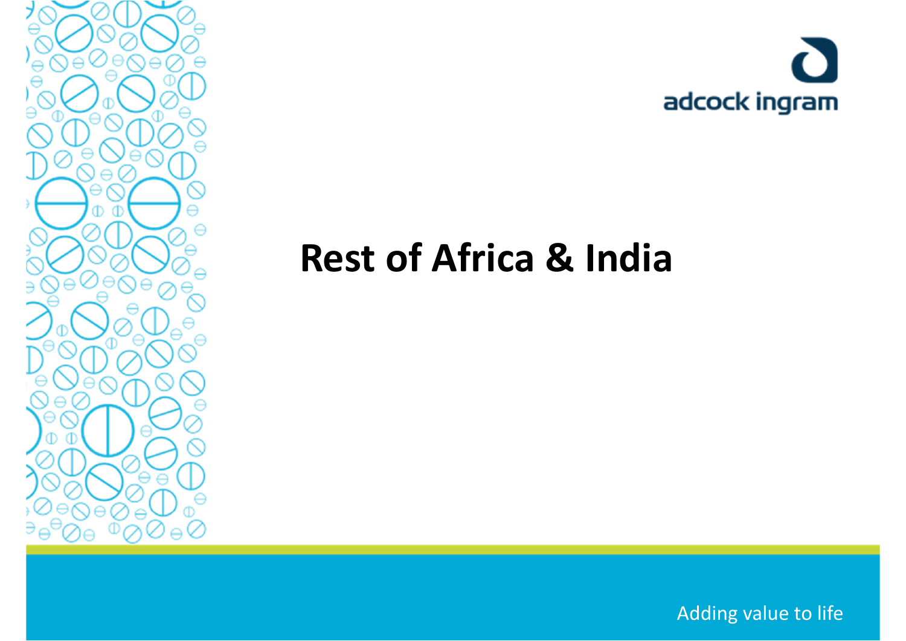# Rest of Africa & India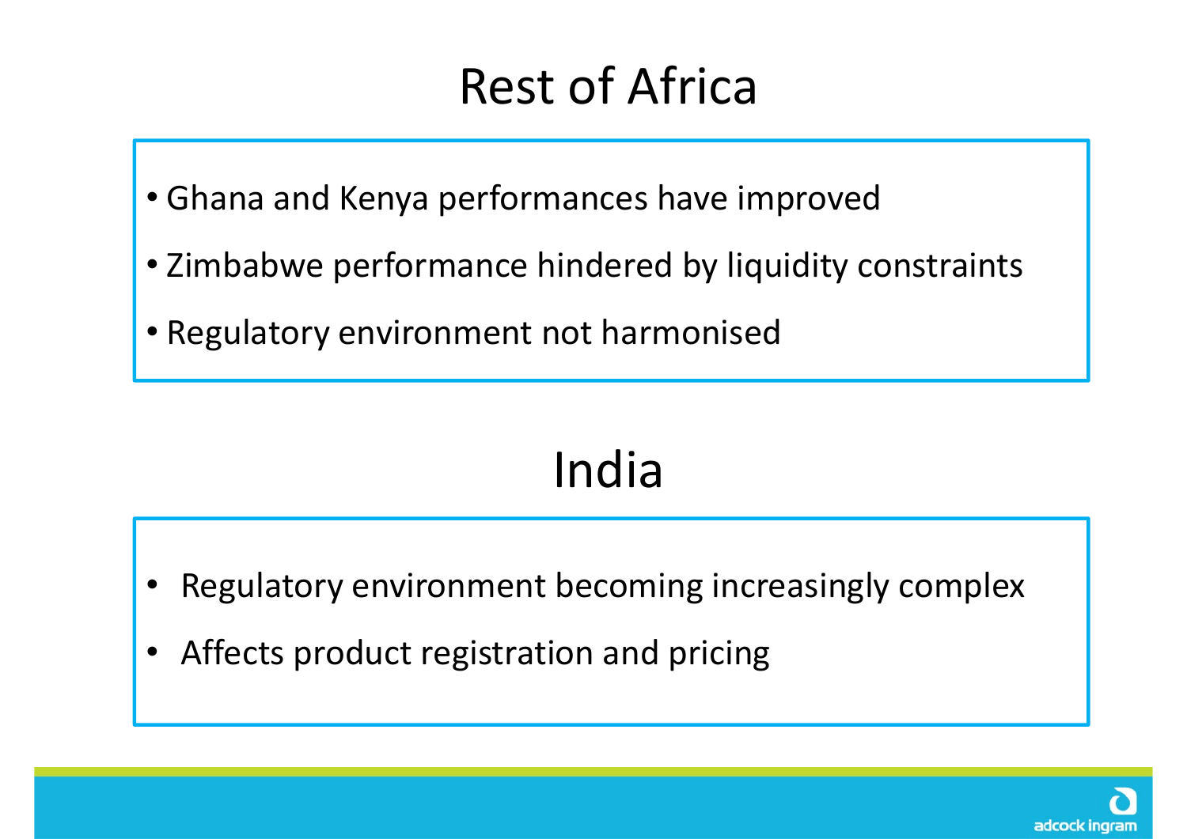# Rest of Africa

- Ghana and Kenya performances have improved
- Zimbabwe performance hindered by liquidity constraints
- Regulatory environment not harmonised

# India

- Regulatory environment becoming increasingly complex
- Affects product registration and pricing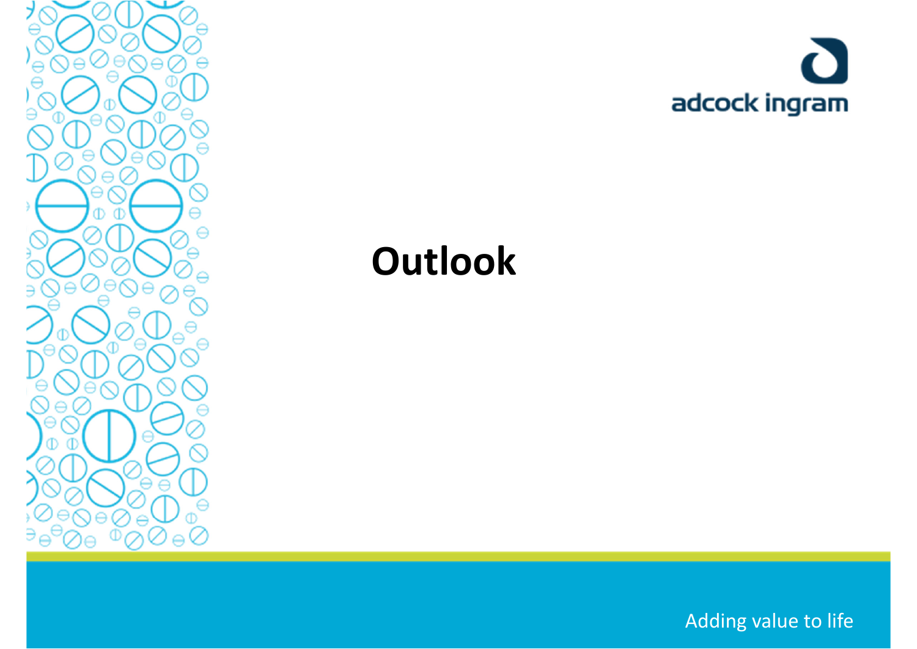# Outlook